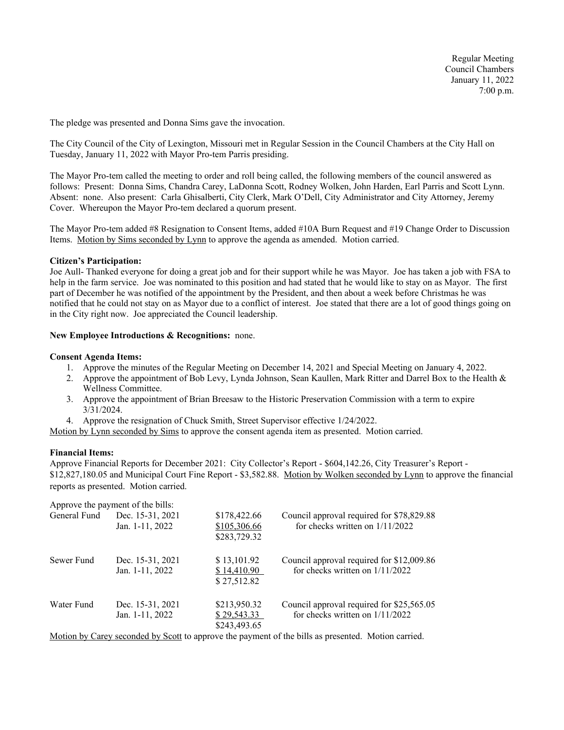Regular Meeting
Council Chambers
January 11, 2022
7:00 p.m.

The pledge was presented and Donna Sims gave the invocation.

The City Council of the City of Lexington, Missouri met in Regular Session in the Council Chambers at the City Hall on Tuesday, January 11, 2022 with Mayor Pro-tem Parris presiding.

The Mayor Pro-tem called the meeting to order and roll being called, the following members of the council answered as follows: Present: Donna Sims, Chandra Carey, LaDonna Scott, Rodney Wolken, John Harden, Earl Parris and Scott Lynn. Absent: none. Also present: Carla Ghisalberti, City Clerk, Mark O'Dell, City Administrator and City Attorney, Jeremy Cover. Whereupon the Mayor Pro-tem declared a quorum present.

The Mayor Pro-tem added #8 Resignation to Consent Items, added #10A Burn Request and #19 Change Order to Discussion Items. Motion by Sims seconded by Lynn to approve the agenda as amended. Motion carried.

**Citizen's Participation:**
Joe Aull- Thanked everyone for doing a great job and for their support while he was Mayor. Joe has taken a job with FSA to help in the farm service. Joe was nominated to this position and had stated that he would like to stay on as Mayor. The first part of December he was notified of the appointment by the President, and then about a week before Christmas he was notified that he could not stay on as Mayor due to a conflict of interest. Joe stated that there are a lot of good things going on in the City right now. Joe appreciated the Council leadership.

**New Employee Introductions & Recognitions:** none.

**Consent Agenda Items:**

1. Approve the minutes of the Regular Meeting on December 14, 2021 and Special Meeting on January 4, 2022.
2. Approve the appointment of Bob Levy, Lynda Johnson, Sean Kaullen, Mark Ritter and Darrel Box to the Health & Wellness Committee.
3. Approve the appointment of Brian Breesaw to the Historic Preservation Commission with a term to expire 3/31/2024.
4. Approve the resignation of Chuck Smith, Street Supervisor effective 1/24/2022.

Motion by Lynn seconded by Sims to approve the consent agenda item as presented. Motion carried.

**Financial Items:**
Approve Financial Reports for December 2021: City Collector's Report - $604,142.26, City Treasurer's Report - $12,827,180.05 and Municipal Court Fine Report - $3,582.88. Motion by Wolken seconded by Lynn to approve the financial reports as presented. Motion carried.

Approve the payment of the bills:

| | | | |
|---|---|---|---|
| General Fund | Dec. 15-31, 2021 | $178,422.66 | Council approval required for $78,829.88 |
| | Jan. 1-11, 2022 | $105,306.66 | for checks written on 1/11/2022 |
| | | $283,729.32 | |
| Sewer Fund | Dec. 15-31, 2021 | $ 13,101.92 | Council approval required for $12,009.86 |
| | Jan. 1-11, 2022 | $ 14,410.90 | for checks written on 1/11/2022 |
| | | $ 27,512.82 | |
| Water Fund | Dec. 15-31, 2021 | $213,950.32 | Council approval required for $25,565.05 |
| | Jan. 1-11, 2022 | $ 29,543.33 | for checks written on 1/11/2022 |
| | | $243,493.65 | |

Motion by Carey seconded by Scott to approve the payment of the bills as presented. Motion carried.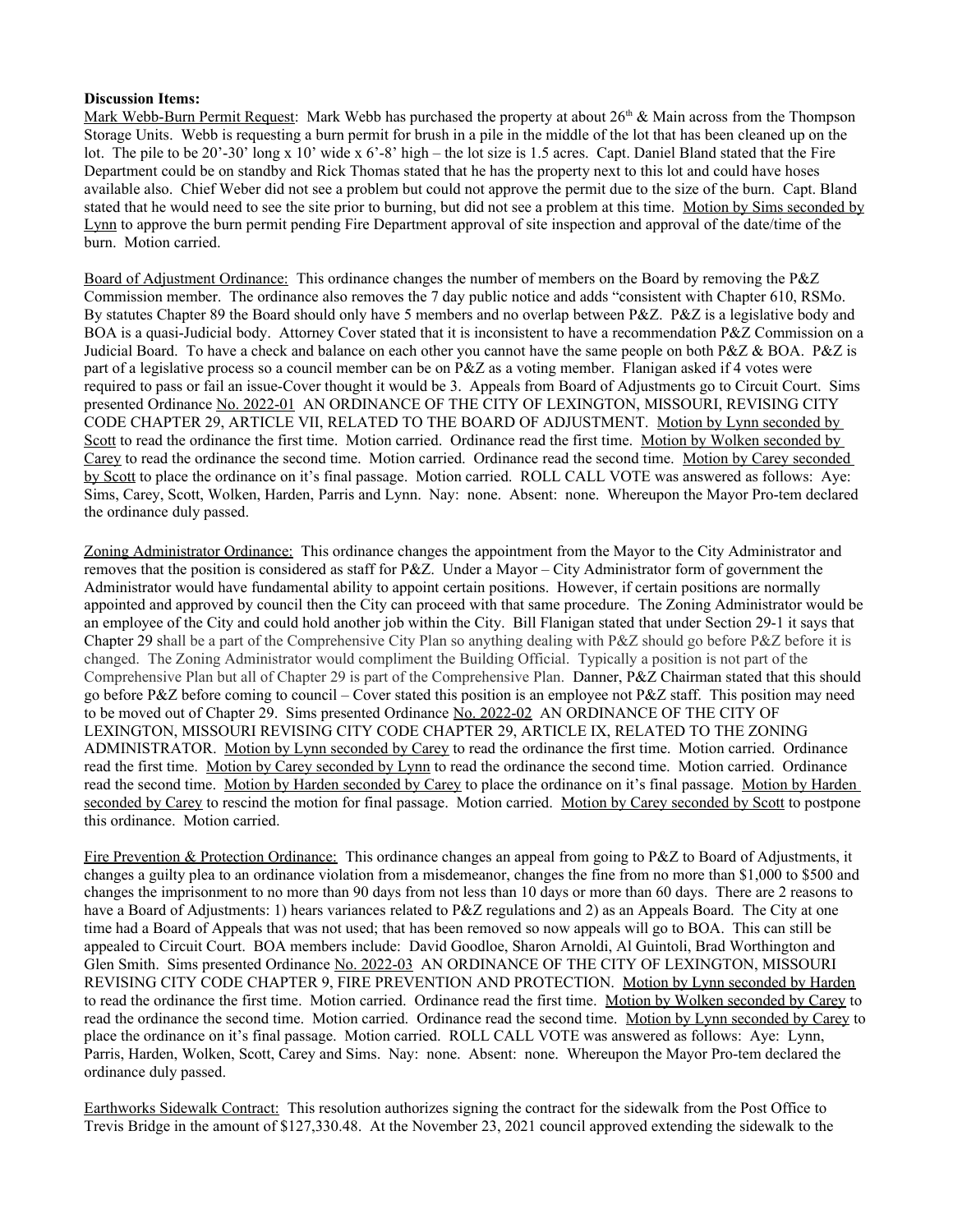**Discussion Items:**

Mark Webb-Burn Permit Request: Mark Webb has purchased the property at about 26th & Main across from the Thompson Storage Units. Webb is requesting a burn permit for brush in a pile in the middle of the lot that has been cleaned up on the lot. The pile to be 20'-30' long x 10' wide x 6'-8' high – the lot size is 1.5 acres. Capt. Daniel Bland stated that the Fire Department could be on standby and Rick Thomas stated that he has the property next to this lot and could have hoses available also. Chief Weber did not see a problem but could not approve the permit due to the size of the burn. Capt. Bland stated that he would need to see the site prior to burning, but did not see a problem at this time. Motion by Sims seconded by Lynn to approve the burn permit pending Fire Department approval of site inspection and approval of the date/time of the burn. Motion carried.

Board of Adjustment Ordinance: This ordinance changes the number of members on the Board by removing the P&Z Commission member. The ordinance also removes the 7 day public notice and adds "consistent with Chapter 610, RSMo. By statutes Chapter 89 the Board should only have 5 members and no overlap between P&Z. P&Z is a legislative body and BOA is a quasi-Judicial body. Attorney Cover stated that it is inconsistent to have a recommendation P&Z Commission on a Judicial Board. To have a check and balance on each other you cannot have the same people on both P&Z & BOA. P&Z is part of a legislative process so a council member can be on P&Z as a voting member. Flanigan asked if 4 votes were required to pass or fail an issue-Cover thought it would be 3. Appeals from Board of Adjustments go to Circuit Court. Sims presented Ordinance No. 2022-01 AN ORDINANCE OF THE CITY OF LEXINGTON, MISSOURI, REVISING CITY CODE CHAPTER 29, ARTICLE VII, RELATED TO THE BOARD OF ADJUSTMENT. Motion by Lynn seconded by Scott to read the ordinance the first time. Motion carried. Ordinance read the first time. Motion by Wolken seconded by Carey to read the ordinance the second time. Motion carried. Ordinance read the second time. Motion by Carey seconded by Scott to place the ordinance on it's final passage. Motion carried. ROLL CALL VOTE was answered as follows: Aye: Sims, Carey, Scott, Wolken, Harden, Parris and Lynn. Nay: none. Absent: none. Whereupon the Mayor Pro-tem declared the ordinance duly passed.

Zoning Administrator Ordinance: This ordinance changes the appointment from the Mayor to the City Administrator and removes that the position is considered as staff for P&Z. Under a Mayor – City Administrator form of government the Administrator would have fundamental ability to appoint certain positions. However, if certain positions are normally appointed and approved by council then the City can proceed with that same procedure. The Zoning Administrator would be an employee of the City and could hold another job within the City. Bill Flanigan stated that under Section 29-1 it says that Chapter 29 shall be a part of the Comprehensive City Plan so anything dealing with P&Z should go before P&Z before it is changed. The Zoning Administrator would compliment the Building Official. Typically a position is not part of the Comprehensive Plan but all of Chapter 29 is part of the Comprehensive Plan. Danner, P&Z Chairman stated that this should go before P&Z before coming to council – Cover stated this position is an employee not P&Z staff. This position may need to be moved out of Chapter 29. Sims presented Ordinance No. 2022-02 AN ORDINANCE OF THE CITY OF LEXINGTON, MISSOURI REVISING CITY CODE CHAPTER 29, ARTICLE IX, RELATED TO THE ZONING ADMINISTRATOR. Motion by Lynn seconded by Carey to read the ordinance the first time. Motion carried. Ordinance read the first time. Motion by Carey seconded by Lynn to read the ordinance the second time. Motion carried. Ordinance read the second time. Motion by Harden seconded by Carey to place the ordinance on it's final passage. Motion by Harden seconded by Carey to rescind the motion for final passage. Motion carried. Motion by Carey seconded by Scott to postpone this ordinance. Motion carried.

Fire Prevention & Protection Ordinance: This ordinance changes an appeal from going to P&Z to Board of Adjustments, it changes a guilty plea to an ordinance violation from a misdemeanor, changes the fine from no more than $1,000 to $500 and changes the imprisonment to no more than 90 days from not less than 10 days or more than 60 days. There are 2 reasons to have a Board of Adjustments: 1) hears variances related to P&Z regulations and 2) as an Appeals Board. The City at one time had a Board of Appeals that was not used; that has been removed so now appeals will go to BOA. This can still be appealed to Circuit Court. BOA members include: David Goodloe, Sharon Arnoldi, Al Guintoli, Brad Worthington and Glen Smith. Sims presented Ordinance No. 2022-03 AN ORDINANCE OF THE CITY OF LEXINGTON, MISSOURI REVISING CITY CODE CHAPTER 9, FIRE PREVENTION AND PROTECTION. Motion by Lynn seconded by Harden to read the ordinance the first time. Motion carried. Ordinance read the first time. Motion by Wolken seconded by Carey to read the ordinance the second time. Motion carried. Ordinance read the second time. Motion by Lynn seconded by Carey to place the ordinance on it's final passage. Motion carried. ROLL CALL VOTE was answered as follows: Aye: Lynn, Parris, Harden, Wolken, Scott, Carey and Sims. Nay: none. Absent: none. Whereupon the Mayor Pro-tem declared the ordinance duly passed.

Earthworks Sidewalk Contract: This resolution authorizes signing the contract for the sidewalk from the Post Office to Trevis Bridge in the amount of $127,330.48. At the November 23, 2021 council approved extending the sidewalk to the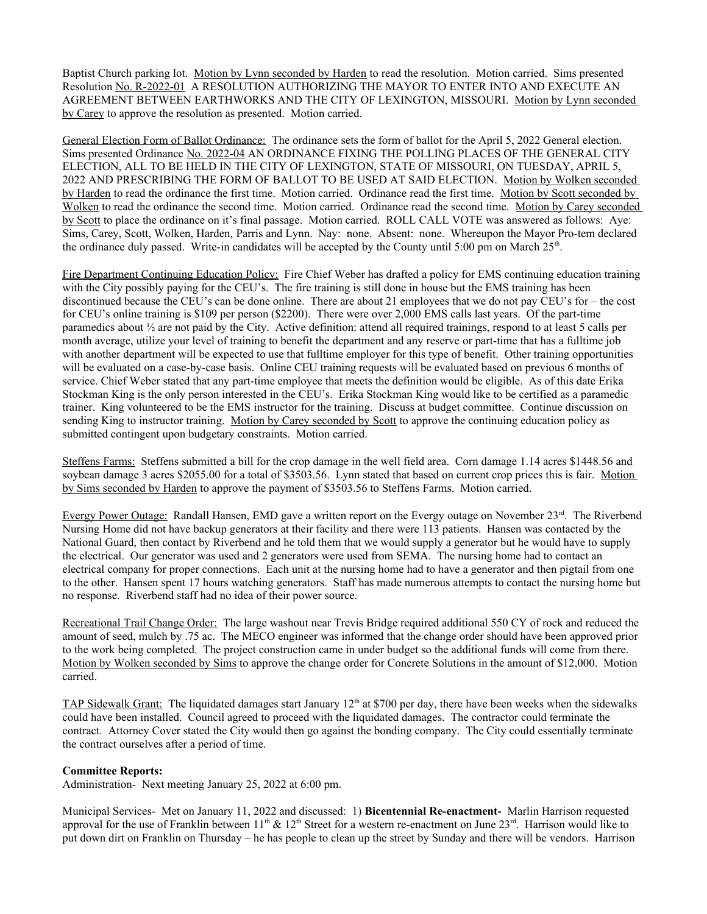Baptist Church parking lot. Motion by Lynn seconded by Harden to read the resolution. Motion carried. Sims presented Resolution No. R-2022-01 A RESOLUTION AUTHORIZING THE MAYOR TO ENTER INTO AND EXECUTE AN AGREEMENT BETWEEN EARTHWORKS AND THE CITY OF LEXINGTON, MISSOURI. Motion by Lynn seconded by Carey to approve the resolution as presented. Motion carried.

General Election Form of Ballot Ordinance: The ordinance sets the form of ballot for the April 5, 2022 General election. Sims presented Ordinance No. 2022-04 AN ORDINANCE FIXING THE POLLING PLACES OF THE GENERAL CITY ELECTION, ALL TO BE HELD IN THE CITY OF LEXINGTON, STATE OF MISSOURI, ON TUESDAY, APRIL 5, 2022 AND PRESCRIBING THE FORM OF BALLOT TO BE USED AT SAID ELECTION. Motion by Wolken seconded by Harden to read the ordinance the first time. Motion carried. Ordinance read the first time. Motion by Scott seconded by Wolken to read the ordinance the second time. Motion carried. Ordinance read the second time. Motion by Carey seconded by Scott to place the ordinance on it's final passage. Motion carried. ROLL CALL VOTE was answered as follows: Aye: Sims, Carey, Scott, Wolken, Harden, Parris and Lynn. Nay: none. Absent: none. Whereupon the Mayor Pro-tem declared the ordinance duly passed. Write-in candidates will be accepted by the County until 5:00 pm on March 25th.

Fire Department Continuing Education Policy: Fire Chief Weber has drafted a policy for EMS continuing education training with the City possibly paying for the CEU's. The fire training is still done in house but the EMS training has been discontinued because the CEU's can be done online. There are about 21 employees that we do not pay CEU's for – the cost for CEU's online training is $109 per person ($2200). There were over 2,000 EMS calls last years. Of the part-time paramedics about ½ are not paid by the City. Active definition: attend all required trainings, respond to at least 5 calls per month average, utilize your level of training to benefit the department and any reserve or part-time that has a fulltime job with another department will be expected to use that fulltime employer for this type of benefit. Other training opportunities will be evaluated on a case-by-case basis. Online CEU training requests will be evaluated based on previous 6 months of service. Chief Weber stated that any part-time employee that meets the definition would be eligible. As of this date Erika Stockman King is the only person interested in the CEU's. Erika Stockman King would like to be certified as a paramedic trainer. King volunteered to be the EMS instructor for the training. Discuss at budget committee. Continue discussion on sending King to instructor training. Motion by Carey seconded by Scott to approve the continuing education policy as submitted contingent upon budgetary constraints. Motion carried.

Steffens Farms: Steffens submitted a bill for the crop damage in the well field area. Corn damage 1.14 acres $1448.56 and soybean damage 3 acres $2055.00 for a total of $3503.56. Lynn stated that based on current crop prices this is fair. Motion by Sims seconded by Harden to approve the payment of $3503.56 to Steffens Farms. Motion carried.

Evergy Power Outage: Randall Hansen, EMD gave a written report on the Evergy outage on November 23rd. The Riverbend Nursing Home did not have backup generators at their facility and there were 113 patients. Hansen was contacted by the National Guard, then contact by Riverbend and he told them that we would supply a generator but he would have to supply the electrical. Our generator was used and 2 generators were used from SEMA. The nursing home had to contact an electrical company for proper connections. Each unit at the nursing home had to have a generator and then pigtail from one to the other. Hansen spent 17 hours watching generators. Staff has made numerous attempts to contact the nursing home but no response. Riverbend staff had no idea of their power source.

Recreational Trail Change Order: The large washout near Trevis Bridge required additional 550 CY of rock and reduced the amount of seed, mulch by .75 ac. The MECO engineer was informed that the change order should have been approved prior to the work being completed. The project construction came in under budget so the additional funds will come from there. Motion by Wolken seconded by Sims to approve the change order for Concrete Solutions in the amount of $12,000. Motion carried.

TAP Sidewalk Grant: The liquidated damages start January 12th at $700 per day, there have been weeks when the sidewalks could have been installed. Council agreed to proceed with the liquidated damages. The contractor could terminate the contract. Attorney Cover stated the City would then go against the bonding company. The City could essentially terminate the contract ourselves after a period of time.

**Committee Reports:**

Administration- Next meeting January 25, 2022 at 6:00 pm.

Municipal Services- Met on January 11, 2022 and discussed: 1) **Bicentennial Re-enactment-** Marlin Harrison requested approval for the use of Franklin between 11th & 12th Street for a western re-enactment on June 23rd. Harrison would like to put down dirt on Franklin on Thursday – he has people to clean up the street by Sunday and there will be vendors. Harrison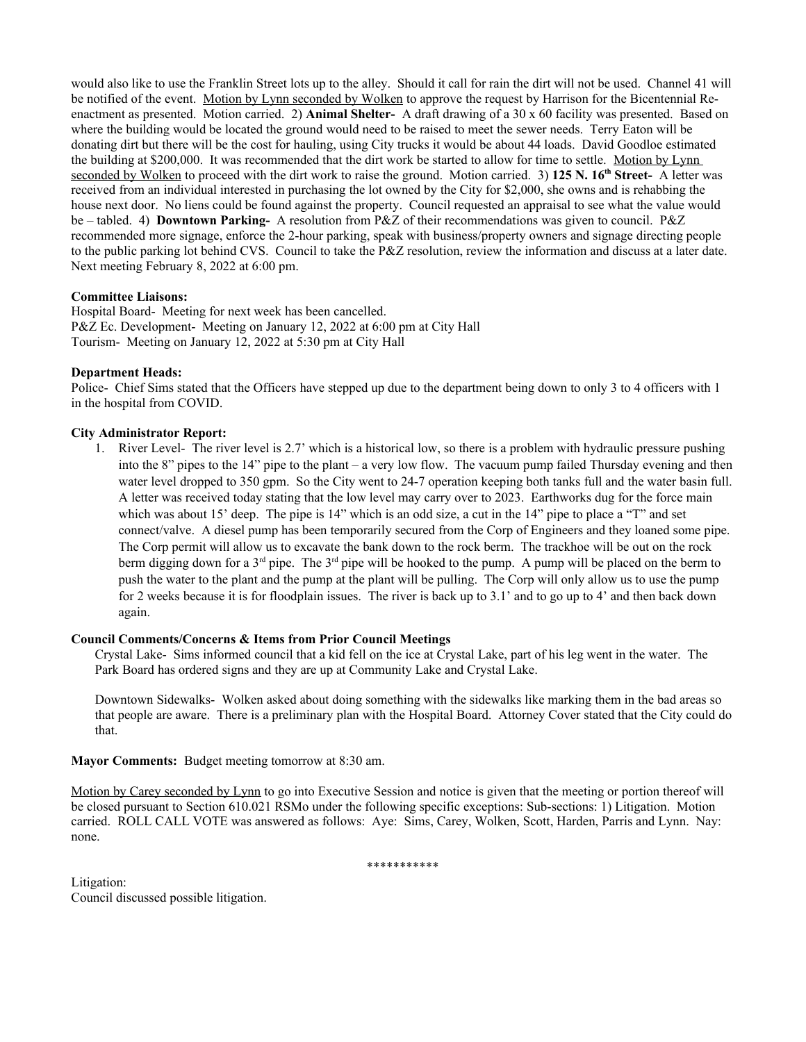would also like to use the Franklin Street lots up to the alley. Should it call for rain the dirt will not be used. Channel 41 will be notified of the event. Motion by Lynn seconded by Wolken to approve the request by Harrison for the Bicentennial Re-enactment as presented. Motion carried. 2) **Animal Shelter-** A draft drawing of a 30 x 60 facility was presented. Based on where the building would be located the ground would need to be raised to meet the sewer needs. Terry Eaton will be donating dirt but there will be the cost for hauling, using City trucks it would be about 44 loads. David Goodloe estimated the building at $200,000. It was recommended that the dirt work be started to allow for time to settle. Motion by Lynn seconded by Wolken to proceed with the dirt work to raise the ground. Motion carried. 3) **125 N. 16th Street-** A letter was received from an individual interested in purchasing the lot owned by the City for $2,000, she owns and is rehabbing the house next door. No liens could be found against the property. Council requested an appraisal to see what the value would be – tabled. 4) **Downtown Parking-** A resolution from P&Z of their recommendations was given to council. P&Z recommended more signage, enforce the 2-hour parking, speak with business/property owners and signage directing people to the public parking lot behind CVS. Council to take the P&Z resolution, review the information and discuss at a later date. Next meeting February 8, 2022 at 6:00 pm.

**Committee Liaisons:**
Hospital Board- Meeting for next week has been cancelled.
P&Z Ec. Development- Meeting on January 12, 2022 at 6:00 pm at City Hall
Tourism- Meeting on January 12, 2022 at 5:30 pm at City Hall

**Department Heads:**
Police- Chief Sims stated that the Officers have stepped up due to the department being down to only 3 to 4 officers with 1 in the hospital from COVID.

**City Administrator Report:**

1. River Level- The river level is 2.7' which is a historical low, so there is a problem with hydraulic pressure pushing into the 8" pipes to the 14" pipe to the plant – a very low flow. The vacuum pump failed Thursday evening and then water level dropped to 350 gpm. So the City went to 24-7 operation keeping both tanks full and the water basin full. A letter was received today stating that the low level may carry over to 2023. Earthworks dug for the force main which was about 15' deep. The pipe is 14" which is an odd size, a cut in the 14" pipe to place a "T" and set connect/valve. A diesel pump has been temporarily secured from the Corp of Engineers and they loaned some pipe. The Corp permit will allow us to excavate the bank down to the rock berm. The trackhoe will be out on the rock berm digging down for a 3rd pipe. The 3rd pipe will be hooked to the pump. A pump will be placed on the berm to push the water to the plant and the pump at the plant will be pulling. The Corp will only allow us to use the pump for 2 weeks because it is for floodplain issues. The river is back up to 3.1' and to go up to 4' and then back down again.

**Council Comments/Concerns & Items from Prior Council Meetings**

Crystal Lake- Sims informed council that a kid fell on the ice at Crystal Lake, part of his leg went in the water. The Park Board has ordered signs and they are up at Community Lake and Crystal Lake.

Downtown Sidewalks- Wolken asked about doing something with the sidewalks like marking them in the bad areas so that people are aware. There is a preliminary plan with the Hospital Board. Attorney Cover stated that the City could do that.

**Mayor Comments:** Budget meeting tomorrow at 8:30 am.

Motion by Carey seconded by Lynn to go into Executive Session and notice is given that the meeting or portion thereof will be closed pursuant to Section 610.021 RSMo under the following specific exceptions: Sub-sections: 1) Litigation. Motion carried. ROLL CALL VOTE was answered as follows: Aye: Sims, Carey, Wolken, Scott, Harden, Parris and Lynn. Nay: none.

***********

Litigation:
Council discussed possible litigation.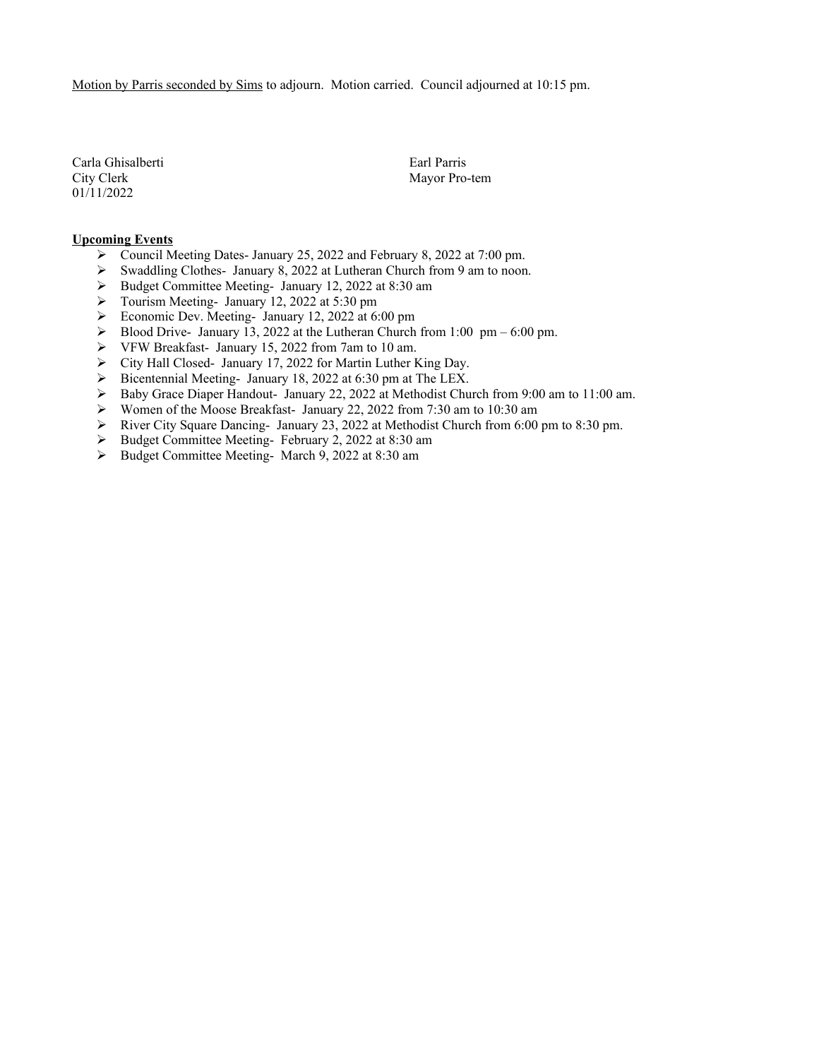Motion by Parris seconded by Sims to adjourn. Motion carried. Council adjourned at 10:15 pm.

Carla Ghisalberti
City Clerk
01/11/2022

Earl Parris
Mayor Pro-tem

**Upcoming Events**

- Council Meeting Dates- January 25, 2022 and February 8, 2022 at 7:00 pm.
- Swaddling Clothes- January 8, 2022 at Lutheran Church from 9 am to noon.
- Budget Committee Meeting- January 12, 2022 at 8:30 am
- Tourism Meeting- January 12, 2022 at 5:30 pm
- Economic Dev. Meeting- January 12, 2022 at 6:00 pm
- Blood Drive- January 13, 2022 at the Lutheran Church from 1:00 pm – 6:00 pm.
- VFW Breakfast- January 15, 2022 from 7am to 10 am.
- City Hall Closed- January 17, 2022 for Martin Luther King Day.
- Bicentennial Meeting- January 18, 2022 at 6:30 pm at The LEX.
- Baby Grace Diaper Handout- January 22, 2022 at Methodist Church from 9:00 am to 11:00 am.
- Women of the Moose Breakfast- January 22, 2022 from 7:30 am to 10:30 am
- River City Square Dancing- January 23, 2022 at Methodist Church from 6:00 pm to 8:30 pm.
- Budget Committee Meeting- February 2, 2022 at 8:30 am
- Budget Committee Meeting- March 9, 2022 at 8:30 am